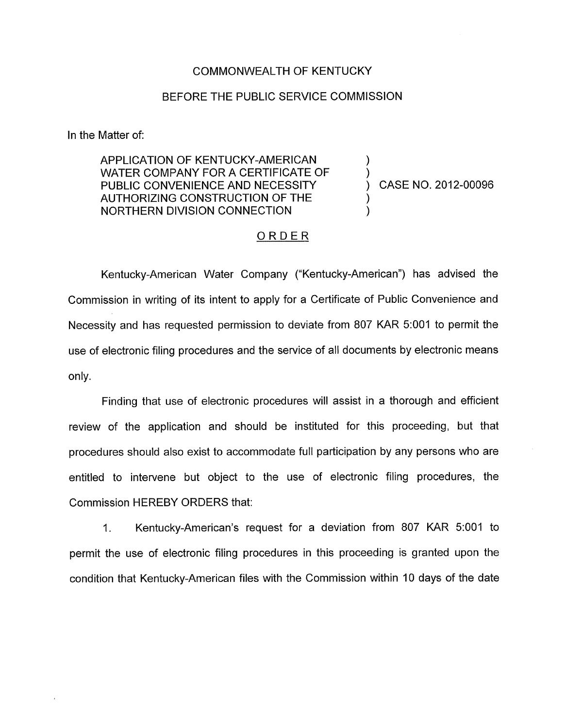COMMONWEALTH OF KENTUCKY

BEFORE THE PUBLIC SERVICE COMMISSION

In the Matter of:

APPLICATION OF KENTUCKY-AMERICAN WATER COMPANY FOR A CERTIFICATE OF PUBLIC CONVENIENCE AND NECESSITY AUTHORIZING CONSTRUCTION OF THE NORTHERN DIVISION CONNECTION ) CASE NO. 2012-00096

## ORDER

Kentucky-American Water Company ("Kentucky-American") has advised the Commission in writing of its intent to apply for a Certificate of Public Convenience and Necessity and has requested permission to deviate from 807 KAR 5:001 to permit the use of electronic filing procedures and the service of all documents by electronic means only.

Finding that use of electronic procedures will assist in a thorough and efficient review of the application and should be instituted for this proceeding, but that procedures should also exist to accommodate full participation by any persons who are entitled to intervene but object to the use of electronic filing procedures, the Commission HEREBY ORDERS that:

1. Kentucky-American's request for a deviation from 807 KAR 5:001 to permit the use of electronic filing procedures in this proceeding is granted upon the condition that Kentucky-American files with the Commission within 10 days of the date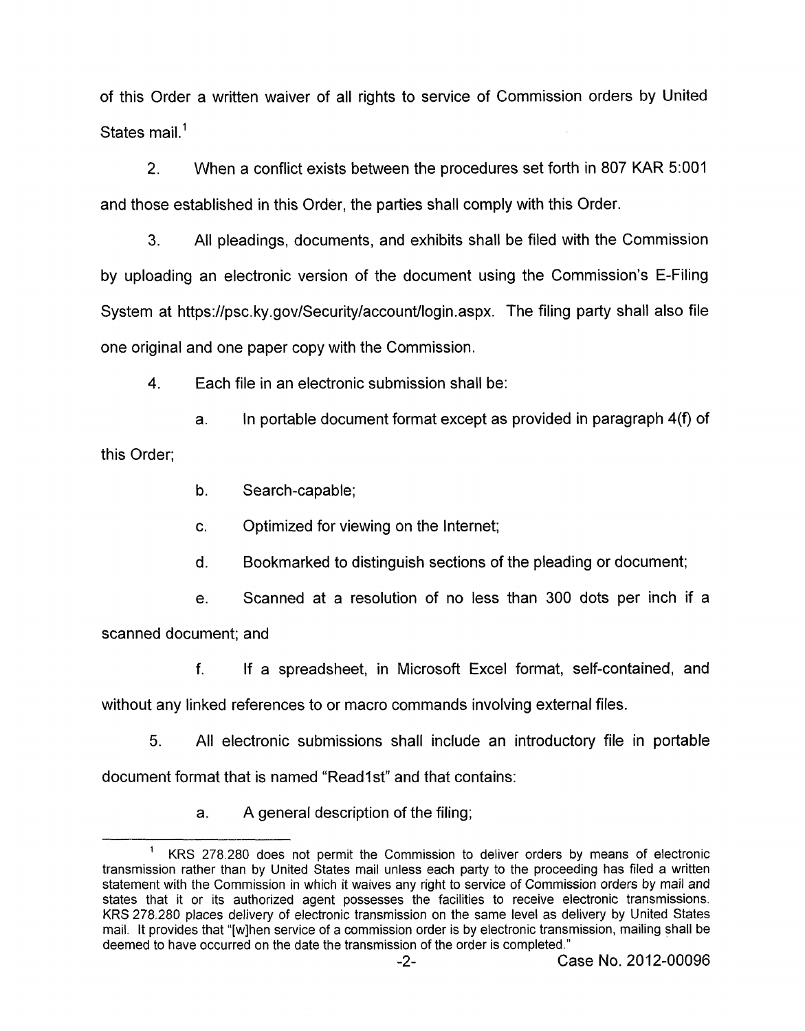of this Order a written waiver of all rights to service of Commission orders by United States mail.[1]

2. When a conflict exists between the procedures set forth in 807 KAR 5:001 and those established in this Order, the parties shall comply with this Order.

3. All pleadings, documents, and exhibits shall be filed with the Commission by uploading an electronic version of the document using the Commission's E-Filing System at https://psc.ky.gov/Security/account/login.aspx. The filing party shall also file one original and one paper copy with the Commission.

4. Each file in an electronic submission shall be:

   a. In portable document format except as provided in paragraph 4(f) of this Order;

   b. Search-capable;

   c. Optimized for viewing on the Internet;

   d. Bookmarked to distinguish sections of the pleading or document;

   e. Scanned at a resolution of no less than 300 dots per inch if a scanned document; and

   f. If a spreadsheet, in Microsoft Excel format, self-contained, and without any linked references to or macro commands involving external files.

5. All electronic submissions shall include an introductory file in portable document format that is named "Read1st" and that contains:

   a. A general description of the filing;

---

[1] KRS 278.280 does not permit the Commission to deliver orders by means of electronic transmission rather than by United States mail unless each party to the proceeding has filed a written statement with the Commission in which it waives any right to service of Commission orders by mail and states that it or its authorized agent possesses the facilities to receive electronic transmissions. KRS 278.280 places delivery of electronic transmission on the same level as delivery by United States mail. It provides that "[w]hen service of a commission order is by electronic transmission, mailing shall be deemed to have occurred on the date the transmission of the order is completed."

Case No. 2012-00096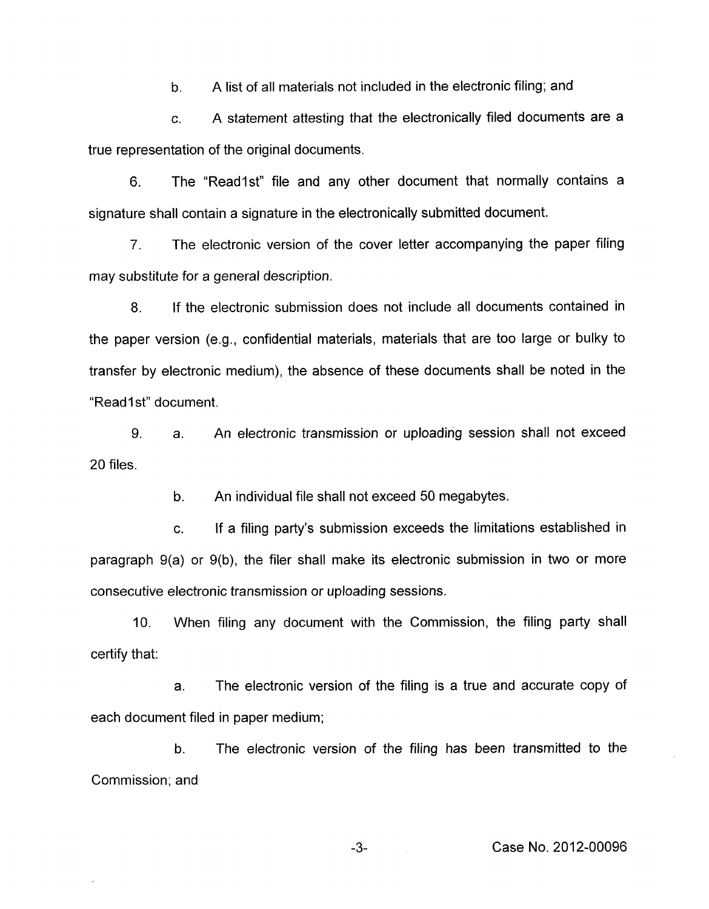b. A list of all materials not included in the electronic filing; and

c. A statement attesting that the electronically filed documents are a true representation of the original documents.

6. The "Read1st" file and any other document that normally contains a signature shall contain a signature in the electronically submitted document.

7. The electronic version of the cover letter accompanying the paper filing may substitute for a general description.

8. If the electronic submission does not include all documents contained in the paper version (e.g., confidential materials, materials that are too large or bulky to transfer by electronic medium), the absence of these documents shall be noted in the "Read1st" document.

9. a. An electronic transmission or uploading session shall not exceed 20 files.

b. An individual file shall not exceed 50 megabytes.

c. If a filing party's submission exceeds the limitations established in paragraph 9(a) or 9(b), the filer shall make its electronic submission in two or more consecutive electronic transmission or uploading sessions.

10. When filing any document with the Commission, the filing party shall certify that:

a. The electronic version of the filing is a true and accurate copy of each document filed in paper medium;

b. The electronic version of the filing has been transmitted to the Commission; and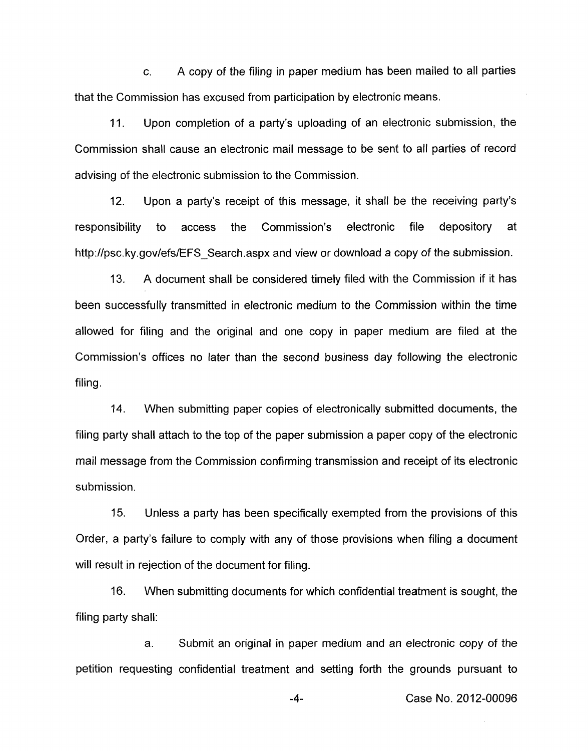c. A copy of the filing in paper medium has been mailed to all parties that the Commission has excused from participation by electronic means.

11. Upon completion of a party's uploading of an electronic submission, the Commission shall cause an electronic mail message to be sent to all parties of record advising of the electronic submission to the Commission.

12. Upon a party's receipt of this message, it shall be the receiving party's responsibility to access the Commission's electronic file depository at http://psc.ky.gov/efs/EFS_Search.aspx and view or download a copy of the submission.

13. A document shall be considered timely filed with the Commission if it has been successfully transmitted in electronic medium to the Commission within the time allowed for filing and the original and one copy in paper medium are filed at the Commission's offices no later than the second business day following the electronic filing.

14. When submitting paper copies of electronically submitted documents, the filing party shall attach to the top of the paper submission a paper copy of the electronic mail message from the Commission confirming transmission and receipt of its electronic submission.

15. Unless a party has been specifically exempted from the provisions of this Order, a party's failure to comply with any of those provisions when filing a document will result in rejection of the document for filing.

16. When submitting documents for which confidential treatment is sought, the filing party shall:

a. Submit an original in paper medium and an electronic copy of the petition requesting confidential treatment and setting forth the grounds pursuant to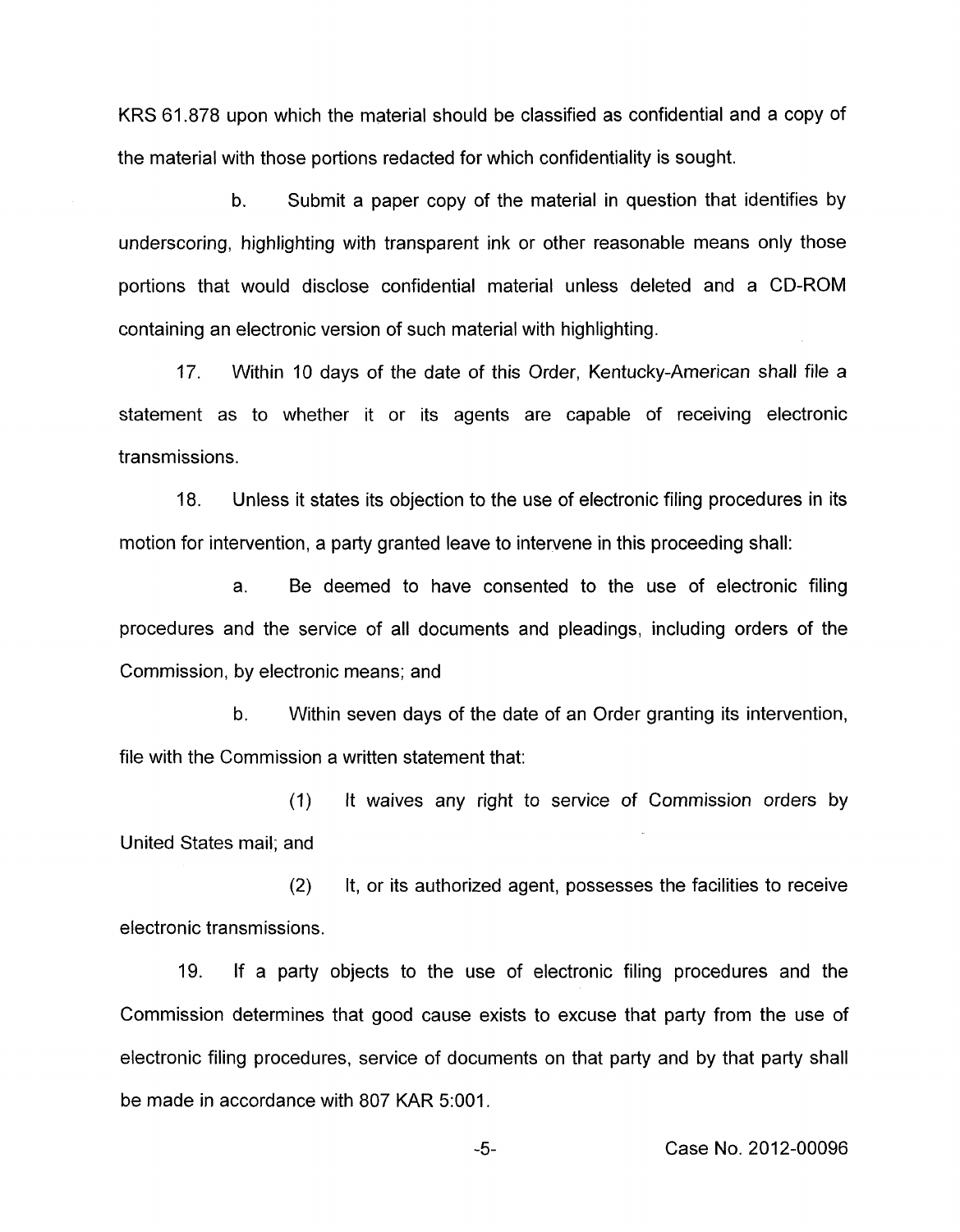KRS 61.878 upon which the material should be classified as confidential and a copy of the material with those portions redacted for which confidentiality is sought.

b. Submit a paper copy of the material in question that identifies by underscoring, highlighting with transparent ink or other reasonable means only those portions that would disclose confidential material unless deleted and a CD-ROM containing an electronic version of such material with highlighting.

17. Within 10 days of the date of this Order, Kentucky-American shall file a statement as to whether it or its agents are capable of receiving electronic transmissions.

18. Unless it states its objection to the use of electronic filing procedures in its motion for intervention, a party granted leave to intervene in this proceeding shall:

a. Be deemed to have consented to the use of electronic filing procedures and the service of all documents and pleadings, including orders of the Commission, by electronic means; and

b. Within seven days of the date of an Order granting its intervention, file with the Commission a written statement that:

(1) It waives any right to service of Commission orders by United States mail; and

(2) It, or its authorized agent, possesses the facilities to receive electronic transmissions.

19. If a party objects to the use of electronic filing procedures and the Commission determines that good cause exists to excuse that party from the use of electronic filing procedures, service of documents on that party and by that party shall be made in accordance with 807 KAR 5:001.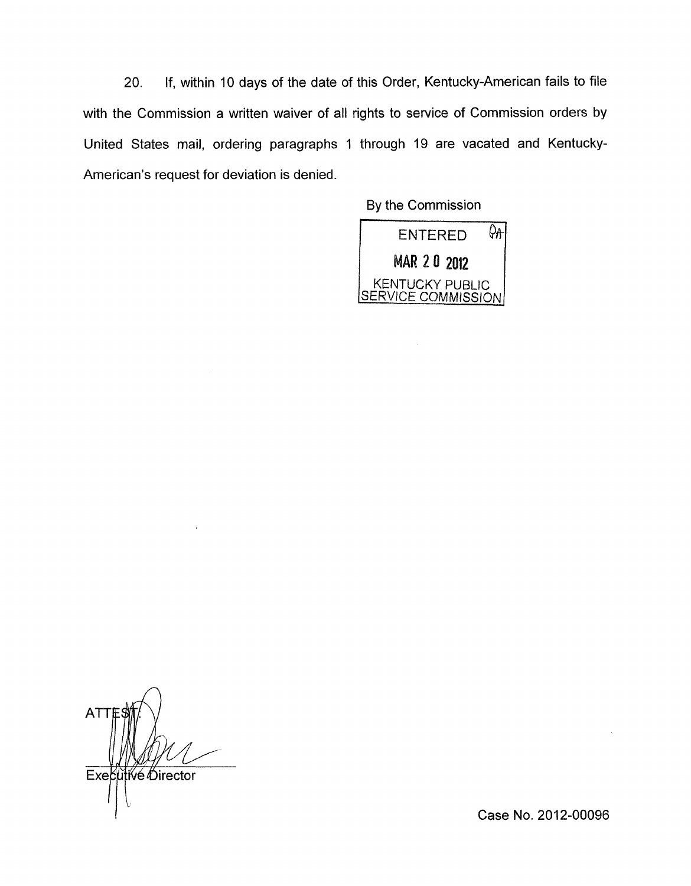20. If, within 10 days of the date of this Order, Kentucky-American fails to file with the Commission a written waiver of all rights to service of Commission orders by United States mail, ordering paragraphs 1 through 19 are vacated and Kentucky-American's request for deviation is denied.

By the Commission

ENTERED

MAR 20 2012

KENTUCKY PUBLIC SERVICE COMMISSION

ATTEST:

Executive Director

Case No. 2012-00096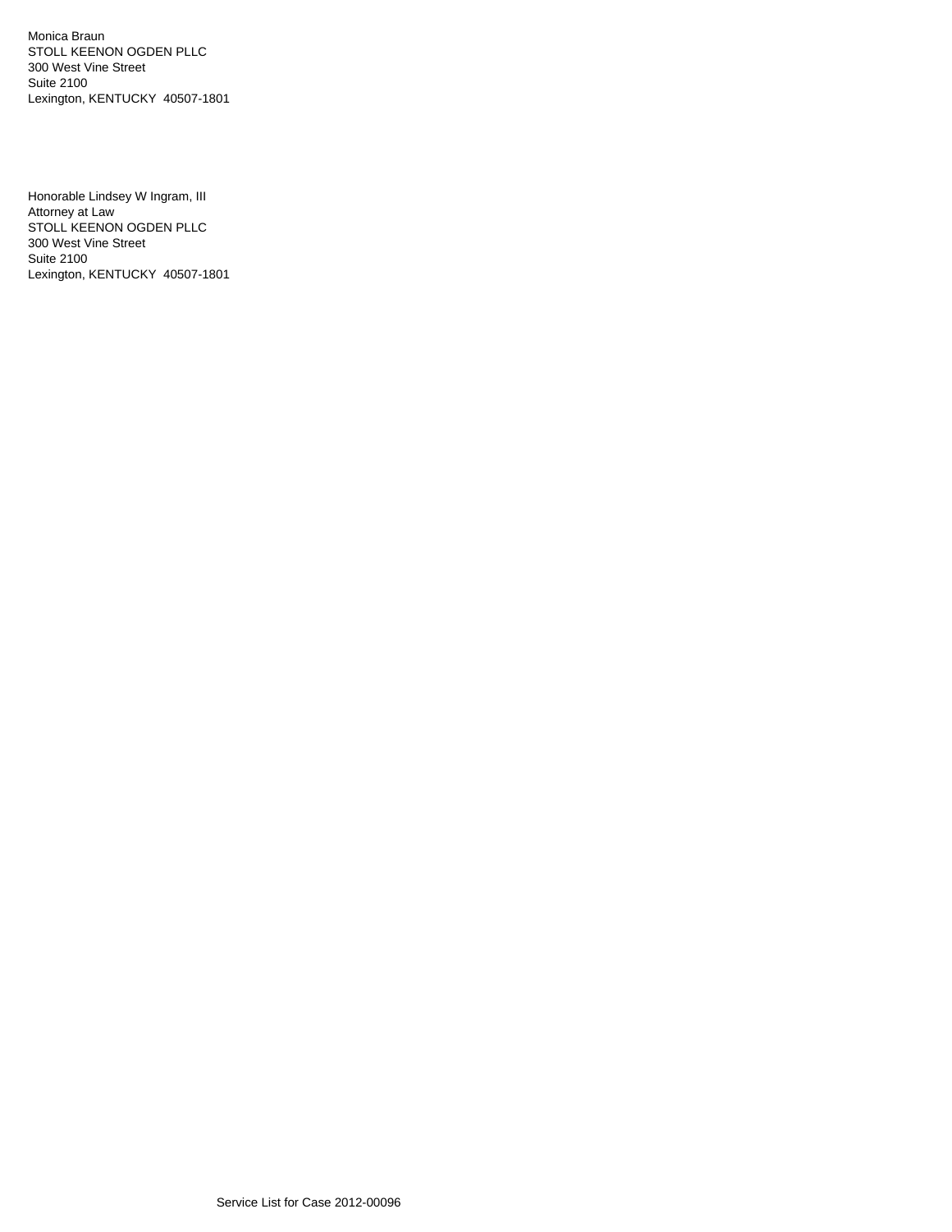Monica Braun
STOLL KEENON OGDEN PLLC
300 West Vine Street
Suite 2100
Lexington, KENTUCKY  40507-1801

Honorable Lindsey W Ingram, III
Attorney at Law
STOLL KEENON OGDEN PLLC
300 West Vine Street
Suite 2100
Lexington, KENTUCKY  40507-1801

Service List for Case 2012-00096